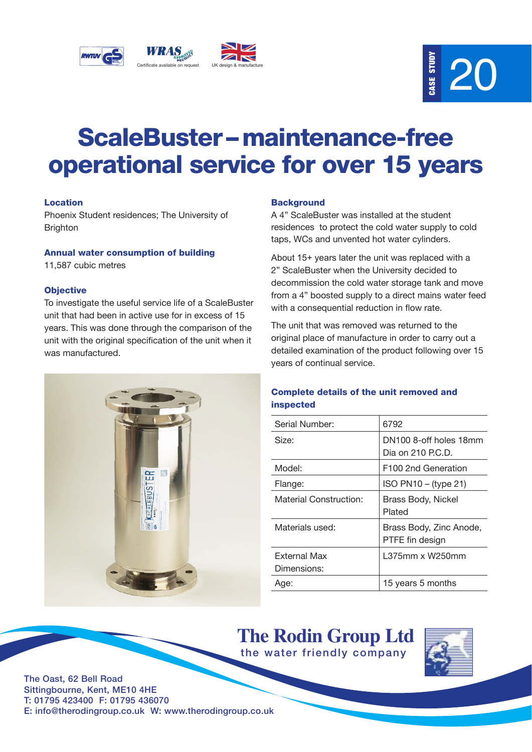Certificate available on request

UK design & manufacture

CASE STUDY 20

# ScaleBuster – maintenance-free operational service for over 15 years

### Location

Phoenix Student residences; The University of Brighton

### Annual water consumption of building

11,587 cubic metres

### Objective

To investigate the useful service life of a ScaleBuster unit that had been in active use for in excess of 15 years. This was done through the comparison of the unit with the original specification of the unit when it was manufactured.

### Background

A 4" ScaleBuster was installed at the student residences to protect the cold water supply to cold taps, WCs and unvented hot water cylinders.

About 15+ years later the unit was replaced with a 2" ScaleBuster when the University decided to decommission the cold water storage tank and move from a 4" boosted supply to a direct mains water feed with a consequential reduction in flow rate.

The unit that was removed was returned to the original place of manufacture in order to carry out a detailed examination of the product following over 15 years of continual service.

### Complete details of the unit removed and inspected

| | |
|---|---|
| Serial Number: | 6792 |
| Size: | DN100 8-off holes 18mm Dia on 210 P.C.D. |
| Model: | F100 2nd Generation |
| Flange: | ISO PN10 – (type 21) |
| Material Construction: | Brass Body, Nickel Plated |
| Materials used: | Brass Body, Zinc Anode, PTFE fin design |
| External Max Dimensions: | L375mm x W250mm |
| Age: | 15 years 5 months |

**The Rodin Group Ltd**
the water friendly company

The Oast, 62 Bell Road
Sittingbourne, Kent, ME10 4HE
T: 01795 423400 F: 01795 436070
E: info@therodingroup.co.uk W: www.therodingroup.co.uk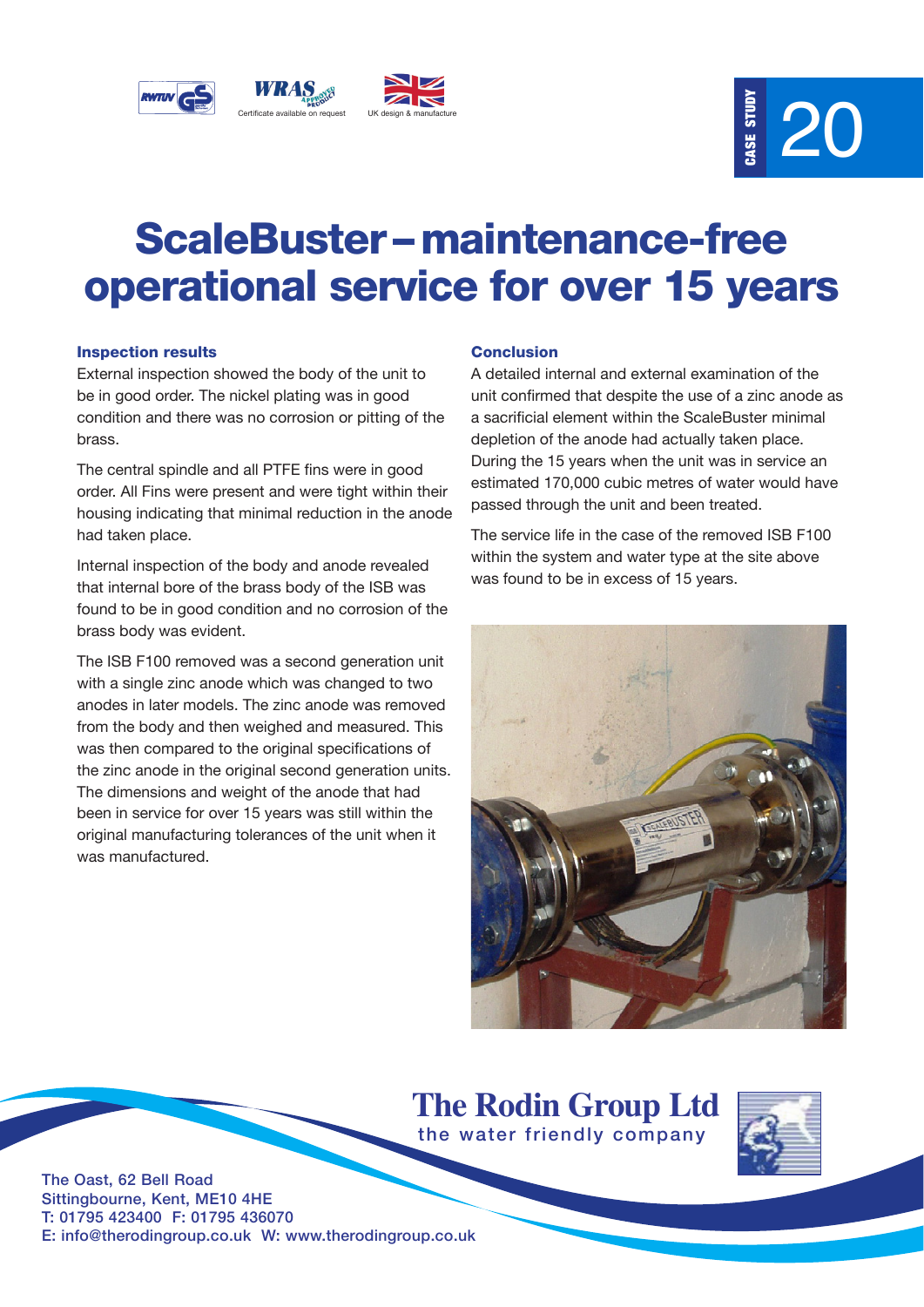# ScaleBuster – maintenance-free operational service for over 15 years

### Inspection results

External inspection showed the body of the unit to be in good order. The nickel plating was in good condition and there was no corrosion or pitting of the brass.

The central spindle and all PTFE fins were in good order. All Fins were present and were tight within their housing indicating that minimal reduction in the anode had taken place.

Internal inspection of the body and anode revealed that internal bore of the brass body of the ISB was found to be in good condition and no corrosion of the brass body was evident.

The ISB F100 removed was a second generation unit with a single zinc anode which was changed to two anodes in later models. The zinc anode was removed from the body and then weighed and measured. This was then compared to the original specifications of the zinc anode in the original second generation units. The dimensions and weight of the anode that had been in service for over 15 years was still within the original manufacturing tolerances of the unit when it was manufactured.

### Conclusion

A detailed internal and external examination of the unit confirmed that despite the use of a zinc anode as a sacrificial element within the ScaleBuster minimal depletion of the anode had actually taken place. During the 15 years when the unit was in service an estimated 170,000 cubic metres of water would have passed through the unit and been treated.

The service life in the case of the removed ISB F100 within the system and water type at the site above was found to be in excess of 15 years.

**The Rodin Group Ltd**
the water friendly company

The Oast, 62 Bell Road
Sittingbourne, Kent, ME10 4HE
T: 01795 423400 F: 01795 436070
E: info@therodingroup.co.uk W: www.therodingroup.co.uk